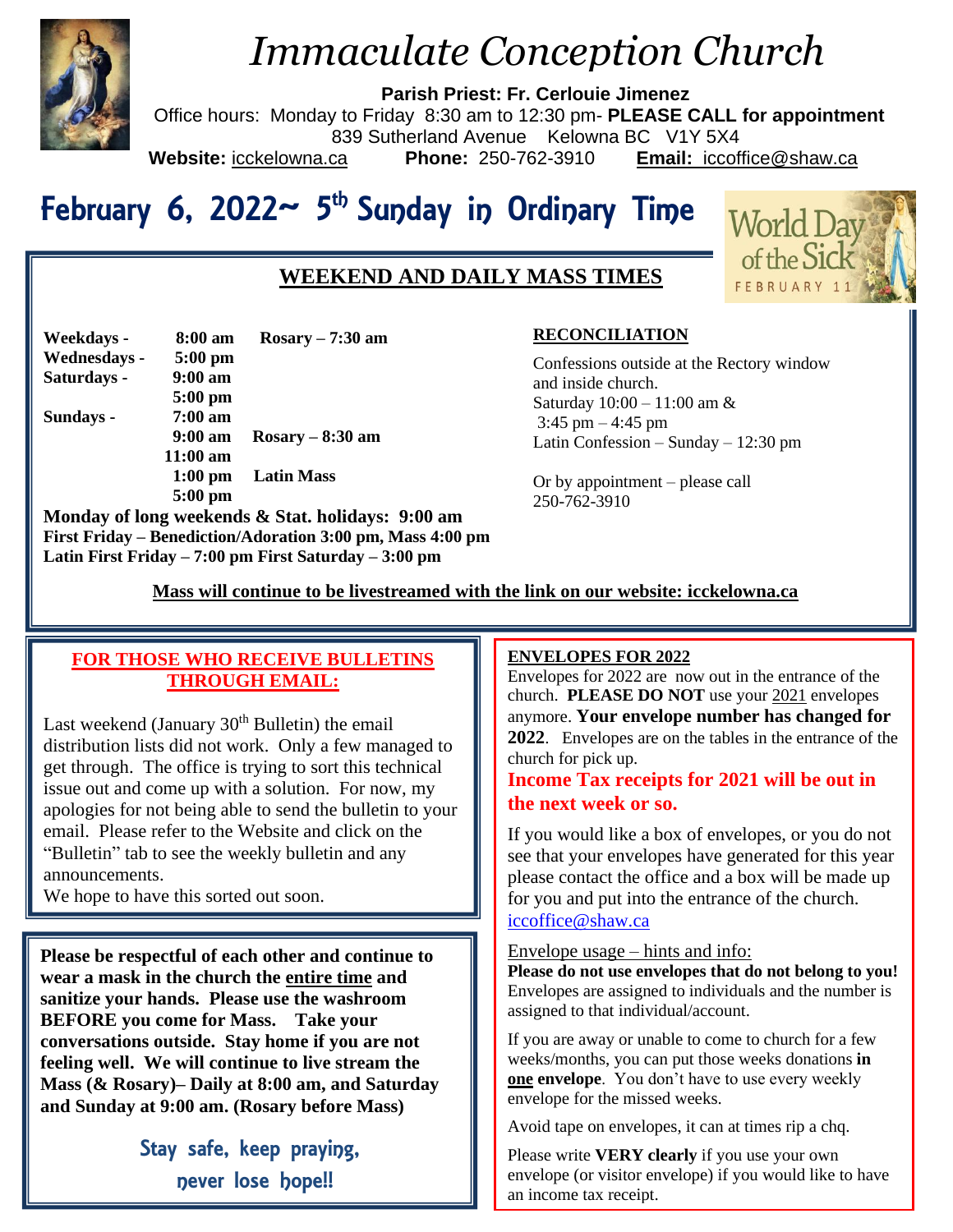# Immaculate Conception Church

**Parish Priest: Fr. Cerlouie Jimenez**
Office hours: Monday to Friday 8:30 am to 12:30 pm- **PLEASE CALL for appointment**
839 Sutherland Avenue Kelowna BC V1Y 5X4
**Website:** icckelowna.ca **Phone:** 250-762-3910 **Email:** iccoffice@shaw.ca

## February 6, 2022~ 5th Sunday in Ordinary Time

World Day of the Sick
FEBRUARY 11

### WEEKEND AND DAILY MASS TIMES

| | | |
|---|---|---|
| **Weekdays -** | **8:00 am** | **Rosary – 7:30 am** |
| **Wednesdays -** | **5:00 pm** | |
| **Saturdays -** | **9:00 am** | |
| | **5:00 pm** | |
| **Sundays -** | **7:00 am** | |
| | **9:00 am** | **Rosary – 8:30 am** |
| | **11:00 am** | |
| | **1:00 pm** | **Latin Mass** |
| | **5:00 pm** | |

**Monday of long weekends & Stat. holidays: 9:00 am**
**First Friday – Benediction/Adoration 3:00 pm, Mass 4:00 pm**
**Latin First Friday – 7:00 pm First Saturday – 3:00 pm**

**RECONCILIATION**

Confessions outside at the Rectory window and inside church.
Saturday 10:00 – 11:00 am &
3:45 pm – 4:45 pm
Latin Confession – Sunday – 12:30 pm

Or by appointment – please call 250-762-3910

**Mass will continue to be livestreamed with the link on our website: icckelowna.ca**

### FOR THOSE WHO RECEIVE BULLETINS THROUGH EMAIL:

Last weekend (January 30th Bulletin) the email distribution lists did not work. Only a few managed to get through. The office is trying to sort this technical issue out and come up with a solution. For now, my apologies for not being able to send the bulletin to your email. Please refer to the Website and click on the "Bulletin" tab to see the weekly bulletin and any announcements.
We hope to have this sorted out soon.

**Please be respectful of each other and continue to wear a mask in the church the entire time and sanitize your hands. Please use the washroom BEFORE you come for Mass. Take your conversations outside. Stay home if you are not feeling well. We will continue to live stream the Mass (& Rosary)– Daily at 8:00 am, and Saturday and Sunday at 9:00 am. (Rosary before Mass)**

Stay safe, keep praying,
never lose hope!!

### ENVELOPES FOR 2022

Envelopes for 2022 are now out in the entrance of the church. **PLEASE DO NOT** use your 2021 envelopes anymore. **Your envelope number has changed for 2022**. Envelopes are on the tables in the entrance of the church for pick up.

**Income Tax receipts for 2021 will be out in the next week or so.**

If you would like a box of envelopes, or you do not see that your envelopes have generated for this year please contact the office and a box will be made up for you and put into the entrance of the church. iccoffice@shaw.ca

Envelope usage – hints and info:
**Please do not use envelopes that do not belong to you!** Envelopes are assigned to individuals and the number is assigned to that individual/account.

If you are away or unable to come to church for a few weeks/months, you can put those weeks donations **in one envelope**. You don't have to use every weekly envelope for the missed weeks.

Avoid tape on envelopes, it can at times rip a chq.

Please write **VERY clearly** if you use your own envelope (or visitor envelope) if you would like to have an income tax receipt.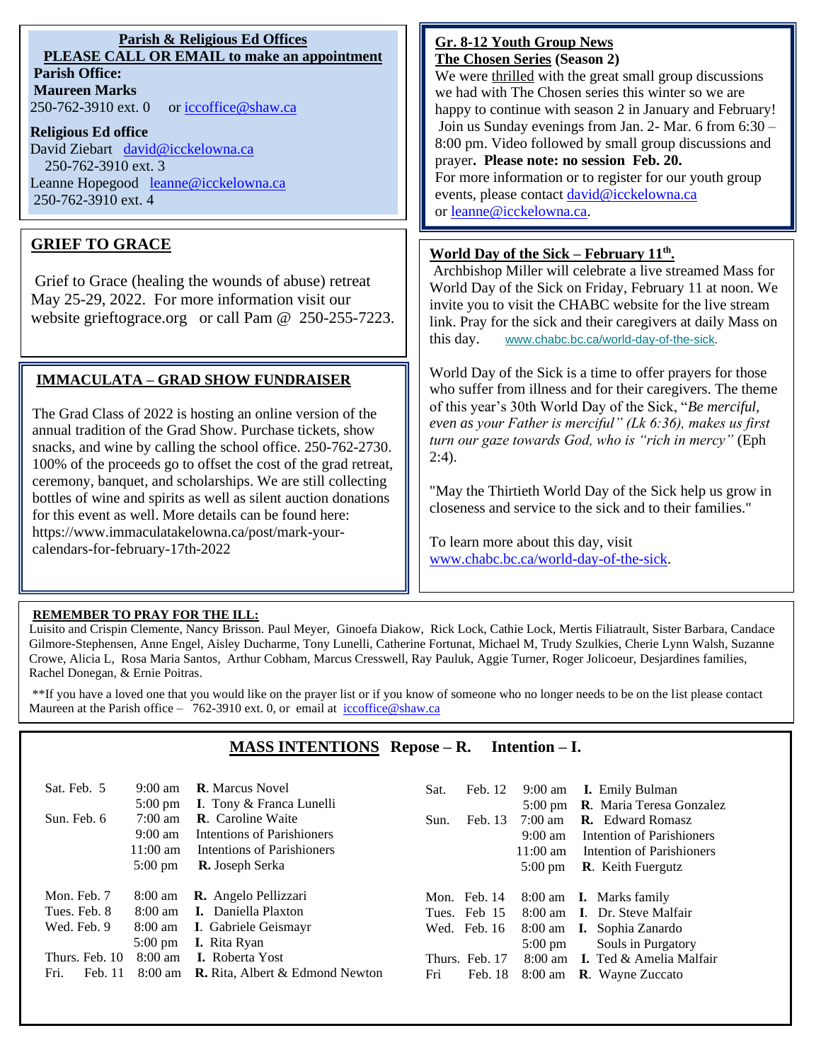**Parish & Religious Ed Offices**

**PLEASE CALL OR EMAIL to make an appointment**

**Parish Office:**

**Maureen Marks**

250-762-3910 ext. 0 or iccoffice@shaw.ca

**Religious Ed office**

David Ziebart david@icckelowna.ca 250-762-3910 ext. 3

Leanne Hopegood leanne@icckelowna.ca 250-762-3910 ext. 4

## GRIEF TO GRACE

Grief to Grace (healing the wounds of abuse) retreat May 25-29, 2022. For more information visit our website grieftograce.org or call Pam @ 250-255-7223.

## IMMACULATA – GRAD SHOW FUNDRAISER

The Grad Class of 2022 is hosting an online version of the annual tradition of the Grad Show. Purchase tickets, show snacks, and wine by calling the school office. 250-762-2730. 100% of the proceeds go to offset the cost of the grad retreat, ceremony, banquet, and scholarships. We are still collecting bottles of wine and spirits as well as silent auction donations for this event as well. More details can be found here: https://www.immaculatakelowna.ca/post/mark-your-calendars-for-february-17th-2022

## Gr. 8-12 Youth Group News

**The Chosen Series (Season 2)**

We were thrilled with the great small group discussions we had with The Chosen series this winter so we are happy to continue with season 2 in January and February! Join us Sunday evenings from Jan. 2- Mar. 6 from 6:30 – 8:00 pm. Video followed by small group discussions and prayer. **Please note: no session Feb. 20.**

For more information or to register for our youth group events, please contact david@icckelowna.ca or leanne@icckelowna.ca.

## World Day of the Sick – February 11th.

Archbishop Miller will celebrate a live streamed Mass for World Day of the Sick on Friday, February 11 at noon. We invite you to visit the CHABC website for the live stream link. Pray for the sick and their caregivers at daily Mass on this day. www.chabc.bc.ca/world-day-of-the-sick.

World Day of the Sick is a time to offer prayers for those who suffer from illness and for their caregivers. The theme of this year's 30th World Day of the Sick, "*Be merciful, even as your Father is merciful" (Lk 6:36), makes us first turn our gaze towards God, who is "rich in mercy"* (Eph 2:4).

"May the Thirtieth World Day of the Sick help us grow in closeness and service to the sick and to their families."

To learn more about this day, visit www.chabc.bc.ca/world-day-of-the-sick.

**REMEMBER TO PRAY FOR THE ILL:**

Luisito and Crispin Clemente, Nancy Brisson. Paul Meyer, Ginoefa Diakow, Rick Lock, Cathie Lock, Mertis Filiatrault, Sister Barbara, Candace Gilmore-Stephensen, Anne Engel, Aisley Ducharme, Tony Lunelli, Catherine Fortunat, Michael M, Trudy Szulkies, Cherie Lynn Walsh, Suzanne Crowe, Alicia L, Rosa Maria Santos, Arthur Cobham, Marcus Cresswell, Ray Pauluk, Aggie Turner, Roger Jolicoeur, Desjardines families, Rachel Donegan, & Ernie Poitras.

**If you have a loved one that you would like on the prayer list or if you know of someone who no longer needs to be on the list please contact Maureen at the Parish office – 762-3910 ext. 0, or email at iccoffice@shaw.ca

## MASS INTENTIONS Repose – R. Intention – I.

| Day | Time | Intention |
|---|---|---|
| Sat. Feb. 5 | 9:00 am | **R.** Marcus Novel |
| | 5:00 pm | **I.** Tony & Franca Lunelli |
| Sun. Feb. 6 | 7:00 am | **R.** Caroline Waite |
| | 9:00 am | Intentions of Parishioners |
| | 11:00 am | Intentions of Parishioners |
| | 5:00 pm | **R.** Joseph Serka |
| Mon. Feb. 7 | 8:00 am | **R.** Angelo Pellizzari |
| Tues. Feb. 8 | 8:00 am | **I.** Daniella Plaxton |
| Wed. Feb. 9 | 8:00 am | **I.** Gabriele Geismayr |
| | 5:00 pm | **I.** Rita Ryan |
| Thurs. Feb. 10 | 8:00 am | **I.** Roberta Yost |
| Fri. Feb. 11 | 8:00 am | **R.** Rita, Albert & Edmond Newton |

| Day | Time | Intention |
|---|---|---|
| Sat. Feb. 12 | 9:00 am | **I.** Emily Bulman |
| | 5:00 pm | **R.** Maria Teresa Gonzalez |
| Sun. Feb. 13 | 7:00 am | **R.** Edward Romasz |
| | 9:00 am | Intention of Parishioners |
| | 11:00 am | Intention of Parishioners |
| | 5:00 pm | **R.** Keith Fuergutz |
| Mon. Feb. 14 | 8:00 am | **I.** Marks family |
| Tues. Feb 15 | 8:00 am | **I.** Dr. Steve Malfair |
| Wed. Feb. 16 | 8:00 am | **I.** Sophia Zanardo |
| | 5:00 pm | Souls in Purgatory |
| Thurs. Feb. 17 | 8:00 am | **I.** Ted & Amelia Malfair |
| Fri Feb. 18 | 8:00 am | **R.** Wayne Zuccato |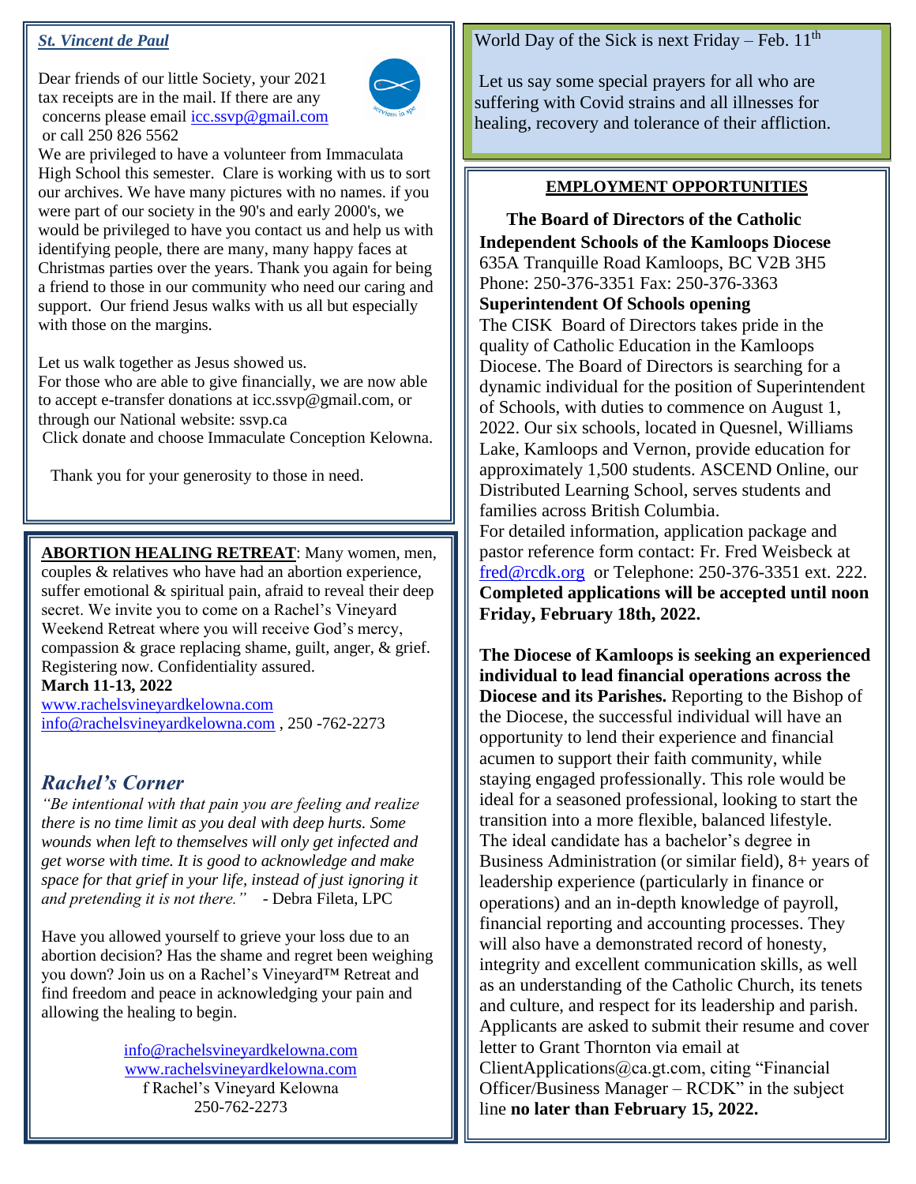## *St. Vincent de Paul*

Dear friends of our little Society, your 2021 tax receipts are in the mail. If there are any concerns please email icc.ssvp@gmail.com or call 250 826 5562

We are privileged to have a volunteer from Immaculata High School this semester. Clare is working with us to sort our archives. We have many pictures with no names. if you were part of our society in the 90's and early 2000's, we would be privileged to have you contact us and help us with identifying people, there are many, many happy faces at Christmas parties over the years. Thank you again for being a friend to those in our community who need our caring and support. Our friend Jesus walks with us all but especially with those on the margins.

Let us walk together as Jesus showed us.

For those who are able to give financially, we are now able to accept e-transfer donations at icc.ssvp@gmail.com, or through our National website: ssvp.ca

Click donate and choose Immaculate Conception Kelowna.

Thank you for your generosity to those in need.

**ABORTION HEALING RETREAT**: Many women, men, couples & relatives who have had an abortion experience, suffer emotional & spiritual pain, afraid to reveal their deep secret. We invite you to come on a Rachel's Vineyard Weekend Retreat where you will receive God's mercy, compassion & grace replacing shame, guilt, anger, & grief. Registering now. Confidentiality assured.

**March 11-13, 2022**

www.rachelsvineyardkelowna.com

info@rachelsvineyardkelowna.com , 250 -762-2273

## *Rachel's Corner*

*"Be intentional with that pain you are feeling and realize there is no time limit as you deal with deep hurts. Some wounds when left to themselves will only get infected and get worse with time. It is good to acknowledge and make space for that grief in your life, instead of just ignoring it and pretending it is not there."* - Debra Fileta, LPC

Have you allowed yourself to grieve your loss due to an abortion decision? Has the shame and regret been weighing you down? Join us on a Rachel's Vineyard™ Retreat and find freedom and peace in acknowledging your pain and allowing the healing to begin.

info@rachelsvineyardkelowna.com
www.rachelsvineyardkelowna.com
f Rachel's Vineyard Kelowna
250-762-2273

World Day of the Sick is next Friday – Feb. 11th

Let us say some special prayers for all who are suffering with Covid strains and all illnesses for healing, recovery and tolerance of their affliction.

## EMPLOYMENT OPPORTUNITIES

**The Board of Directors of the Catholic Independent Schools of the Kamloops Diocese**
635A Tranquille Road Kamloops, BC V2B 3H5
Phone: 250-376-3351 Fax: 250-376-3363

**Superintendent Of Schools opening**

The CISK Board of Directors takes pride in the quality of Catholic Education in the Kamloops Diocese. The Board of Directors is searching for a dynamic individual for the position of Superintendent of Schools, with duties to commence on August 1, 2022. Our six schools, located in Quesnel, Williams Lake, Kamloops and Vernon, provide education for approximately 1,500 students. ASCEND Online, our Distributed Learning School, serves students and families across British Columbia.

For detailed information, application package and pastor reference form contact: Fr. Fred Weisbeck at fred@rcdk.org or Telephone: 250-376-3351 ext. 222.
**Completed applications will be accepted until noon Friday, February 18th, 2022.**

**The Diocese of Kamloops is seeking an experienced individual to lead financial operations across the Diocese and its Parishes.** Reporting to the Bishop of the Diocese, the successful individual will have an opportunity to lend their experience and financial acumen to support their faith community, while staying engaged professionally. This role would be ideal for a seasoned professional, looking to start the transition into a more flexible, balanced lifestyle. The ideal candidate has a bachelor's degree in Business Administration (or similar field), 8+ years of leadership experience (particularly in finance or operations) and an in-depth knowledge of payroll, financial reporting and accounting processes. They will also have a demonstrated record of honesty, integrity and excellent communication skills, as well as an understanding of the Catholic Church, its tenets and culture, and respect for its leadership and parish. Applicants are asked to submit their resume and cover letter to Grant Thornton via email at ClientApplications@ca.gt.com, citing "Financial Officer/Business Manager – RCDK" in the subject line **no later than February 15, 2022.**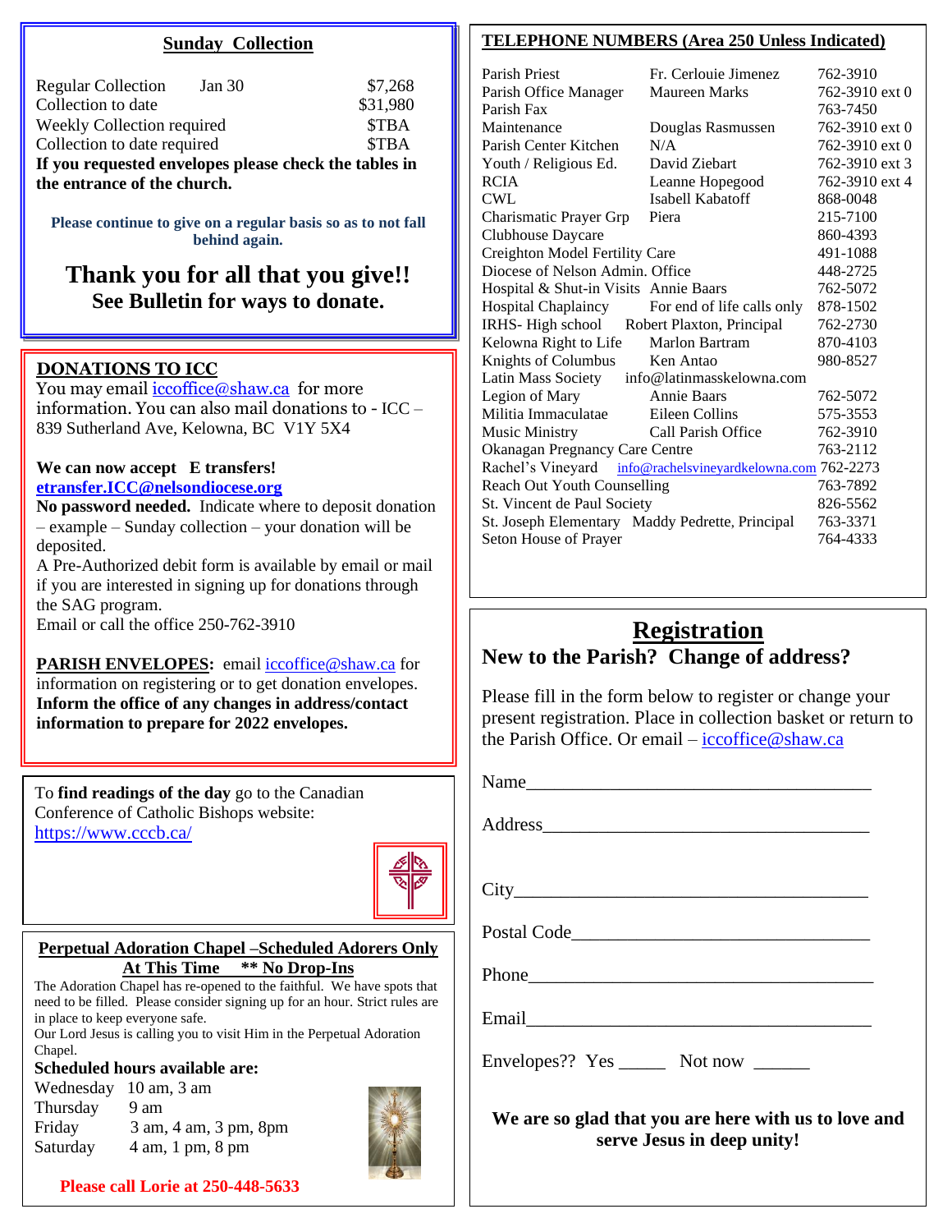## Sunday Collection

| | | |
|---|---|---|
| Regular Collection | Jan 30 | $7,268 |
| Collection to date | | $31,980 |
| Weekly Collection required | | $TBA |
| Collection to date required | | $TBA |

**If you requested envelopes please check the tables in the entrance of the church.**

**Please continue to give on a regular basis so as to not fall behind again.**

**Thank you for all that you give!!**
**See Bulletin for ways to donate.**

## DONATIONS TO ICC

You may email iccoffice@shaw.ca for more information. You can also mail donations to - ICC – 839 Sutherland Ave, Kelowna, BC V1Y 5X4

**We can now accept E transfers!**
**etransfer.ICC@nelsondiocese.org**
**No password needed.** Indicate where to deposit donation – example – Sunday collection – your donation will be deposited.
A Pre-Authorized debit form is available by email or mail if you are interested in signing up for donations through the SAG program.
Email or call the office 250-762-3910

**PARISH ENVELOPES:** email iccoffice@shaw.ca for information on registering or to get donation envelopes. **Inform the office of any changes in address/contact information to prepare for 2022 envelopes.**

To **find readings of the day** go to the Canadian Conference of Catholic Bishops website: https://www.cccb.ca/

## Perpetual Adoration Chapel –Scheduled Adorers Only At This Time ** No Drop-Ins

The Adoration Chapel has re-opened to the faithful. We have spots that need to be filled. Please consider signing up for an hour. Strict rules are in place to keep everyone safe.
Our Lord Jesus is calling you to visit Him in the Perpetual Adoration Chapel.

**Scheduled hours available are:**

| | |
|---|---|
| Wednesday | 10 am, 3 am |
| Thursday | 9 am |
| Friday | 3 am, 4 am, 3 pm, 8pm |
| Saturday | 4 am, 1 pm, 8 pm |

**Please call Lorie at 250-448-5633**

## TELEPHONE NUMBERS (Area 250 Unless Indicated)

| | | |
|---|---|---|
| Parish Priest | Fr. Cerlouie Jimenez | 762-3910 |
| Parish Office Manager | Maureen Marks | 762-3910 ext 0 |
| Parish Fax | | 763-7450 |
| Maintenance | Douglas Rasmussen | 762-3910 ext 0 |
| Parish Center Kitchen | N/A | 762-3910 ext 0 |
| Youth / Religious Ed. | David Ziebart | 762-3910 ext 3 |
| RCIA | Leanne Hopegood | 762-3910 ext 4 |
| CWL | Isabell Kabatoff | 868-0048 |
| Charismatic Prayer Grp | Piera | 215-7100 |
| Clubhouse Daycare | | 860-4393 |
| Creighton Model Fertility Care | | 491-1088 |
| Diocese of Nelson Admin. Office | | 448-2725 |
| Hospital & Shut-in Visits | Annie Baars | 762-5072 |
| Hospital Chaplaincy | For end of life calls only | 878-1502 |
| IRHS- High school | Robert Plaxton, Principal | 762-2730 |
| Kelowna Right to Life | Marlon Bartram | 870-4103 |
| Knights of Columbus | Ken Antao | 980-8527 |
| Latin Mass Society | info@latinmasskelowna.com | |
| Legion of Mary | Annie Baars | 762-5072 |
| Militia Immaculatae | Eileen Collins | 575-3553 |
| Music Ministry | Call Parish Office | 762-3910 |
| Okanagan Pregnancy Care Centre | | 763-2112 |
| Rachel's Vineyard | info@rachelsvineyardkelowna.com | 762-2273 |
| Reach Out Youth Counselling | | 763-7892 |
| St. Vincent de Paul Society | | 826-5562 |
| St. Joseph Elementary | Maddy Pedrette, Principal | 763-3371 |
| Seton House of Prayer | | 764-4333 |

## Registration

### New to the Parish? Change of address?

Please fill in the form below to register or change your present registration. Place in collection basket or return to the Parish Office. Or email – iccoffice@shaw.ca

Name_____________________________________

Address___________________________________

City______________________________________

Postal Code_______________________________

Phone_____________________________________

Email_____________________________________

Envelopes?? Yes _____ Not now ______

**We are so glad that you are here with us to love and serve Jesus in deep unity!**